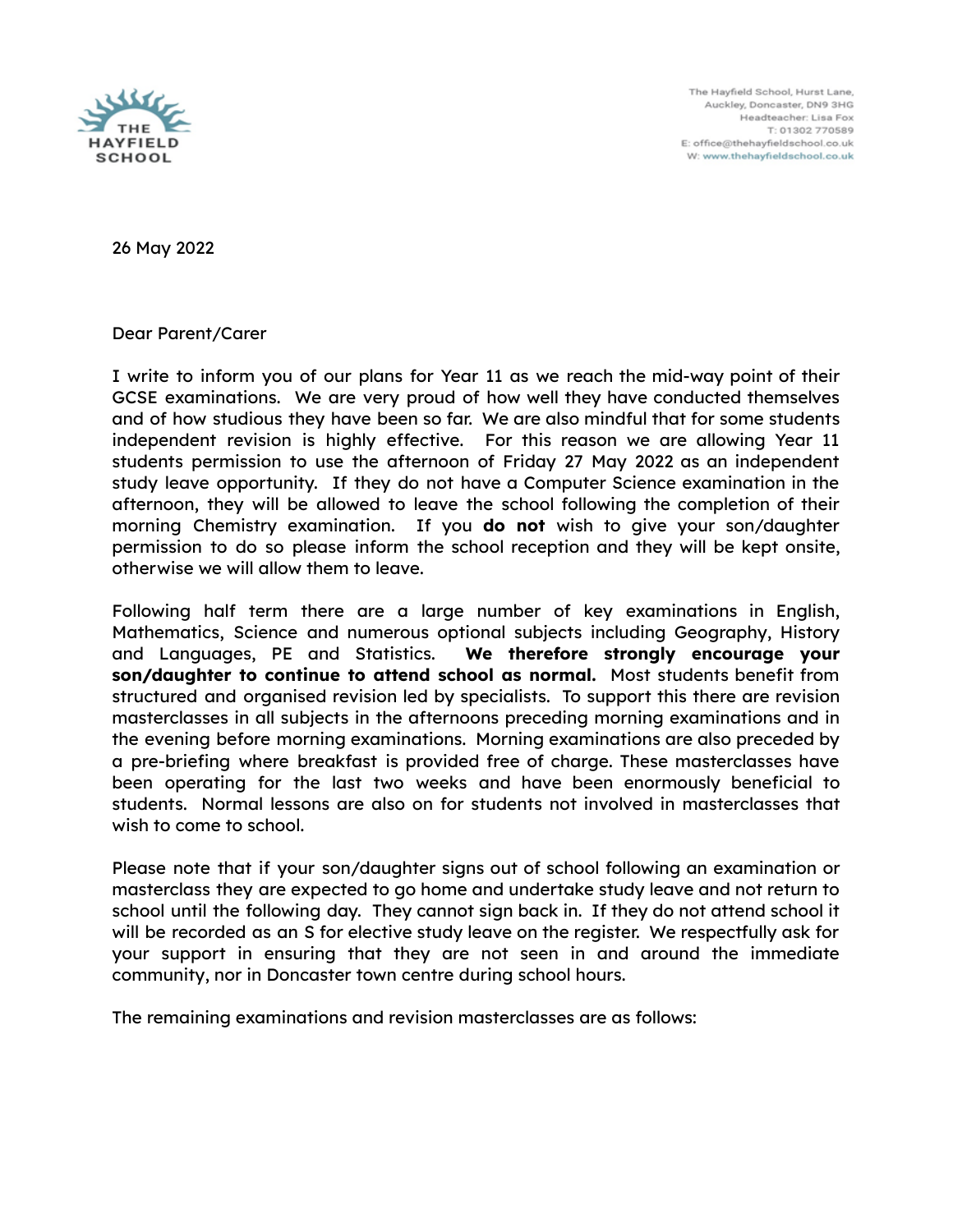THE HAYFIELD SCHOOL

The Hayfield School, Hurst Lane,
Auckley, Doncaster, DN9 3HG
Headteacher: Lisa Fox
T: 01302 770589
E: office@thehayfieldschool.co.uk
W: www.thehayfieldschool.co.uk

26 May 2022

Dear Parent/Carer

I write to inform you of our plans for Year 11 as we reach the mid-way point of their GCSE examinations. We are very proud of how well they have conducted themselves and of how studious they have been so far. We are also mindful that for some students independent revision is highly effective. For this reason we are allowing Year 11 students permission to use the afternoon of Friday 27 May 2022 as an independent study leave opportunity. If they do not have a Computer Science examination in the afternoon, they will be allowed to leave the school following the completion of their morning Chemistry examination. If you **do not** wish to give your son/daughter permission to do so please inform the school reception and they will be kept onsite, otherwise we will allow them to leave.

Following half term there are a large number of key examinations in English, Mathematics, Science and numerous optional subjects including Geography, History and Languages, PE and Statistics. **We therefore strongly encourage your son/daughter to continue to attend school as normal.** Most students benefit from structured and organised revision led by specialists. To support this there are revision masterclasses in all subjects in the afternoons preceding morning examinations and in the evening before morning examinations. Morning examinations are also preceded by a pre-briefing where breakfast is provided free of charge. These masterclasses have been operating for the last two weeks and have been enormously beneficial to students. Normal lessons are also on for students not involved in masterclasses that wish to come to school.

Please note that if your son/daughter signs out of school following an examination or masterclass they are expected to go home and undertake study leave and not return to school until the following day. They cannot sign back in. If they do not attend school it will be recorded as an S for elective study leave on the register. We respectfully ask for your support in ensuring that they are not seen in and around the immediate community, nor in Doncaster town centre during school hours.

The remaining examinations and revision masterclasses are as follows: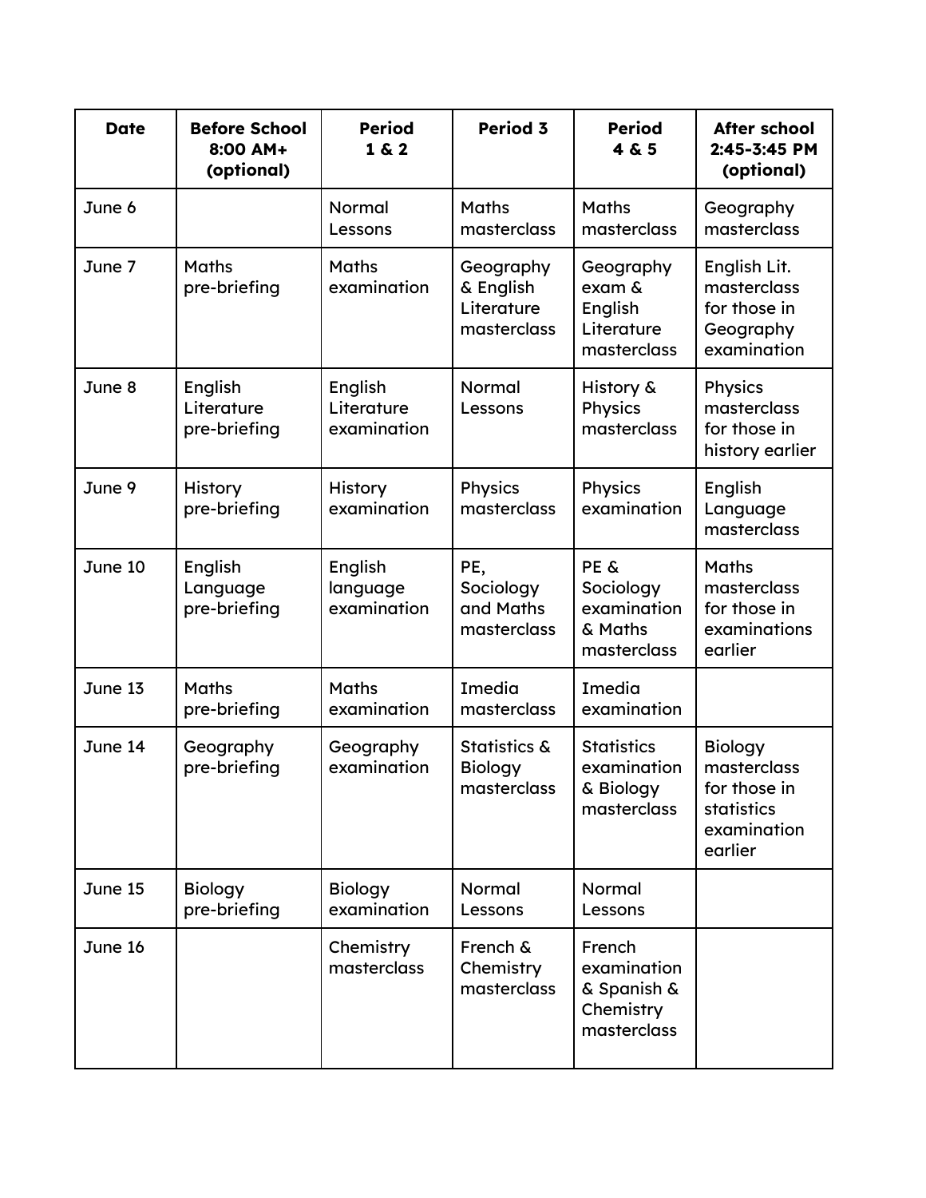| Date | Before School 8:00 AM+ (optional) | Period 1 & 2 | Period 3 | Period 4 & 5 | After school 2:45-3:45 PM (optional) |
|---|---|---|---|---|---|
| June 6 | | Normal Lessons | Maths masterclass | Maths masterclass | Geography masterclass |
| June 7 | Maths pre-briefing | Maths examination | Geography & English Literature masterclass | Geography exam & English Literature masterclass | English Lit. masterclass for those in Geography examination |
| June 8 | English Literature pre-briefing | English Literature examination | Normal Lessons | History & Physics masterclass | Physics masterclass for those in history earlier |
| June 9 | History pre-briefing | History examination | Physics masterclass | Physics examination | English Language masterclass |
| June 10 | English Language pre-briefing | English language examination | PE, Sociology and Maths masterclass | PE & Sociology examination & Maths masterclass | Maths masterclass for those in examinations earlier |
| June 13 | Maths pre-briefing | Maths examination | Imedia masterclass | Imedia examination | |
| June 14 | Geography pre-briefing | Geography examination | Statistics & Biology masterclass | Statistics examination & Biology masterclass | Biology masterclass for those in statistics examination earlier |
| June 15 | Biology pre-briefing | Biology examination | Normal Lessons | Normal Lessons | |
| June 16 | | Chemistry masterclass | French & Chemistry masterclass | French examination & Spanish & Chemistry masterclass | |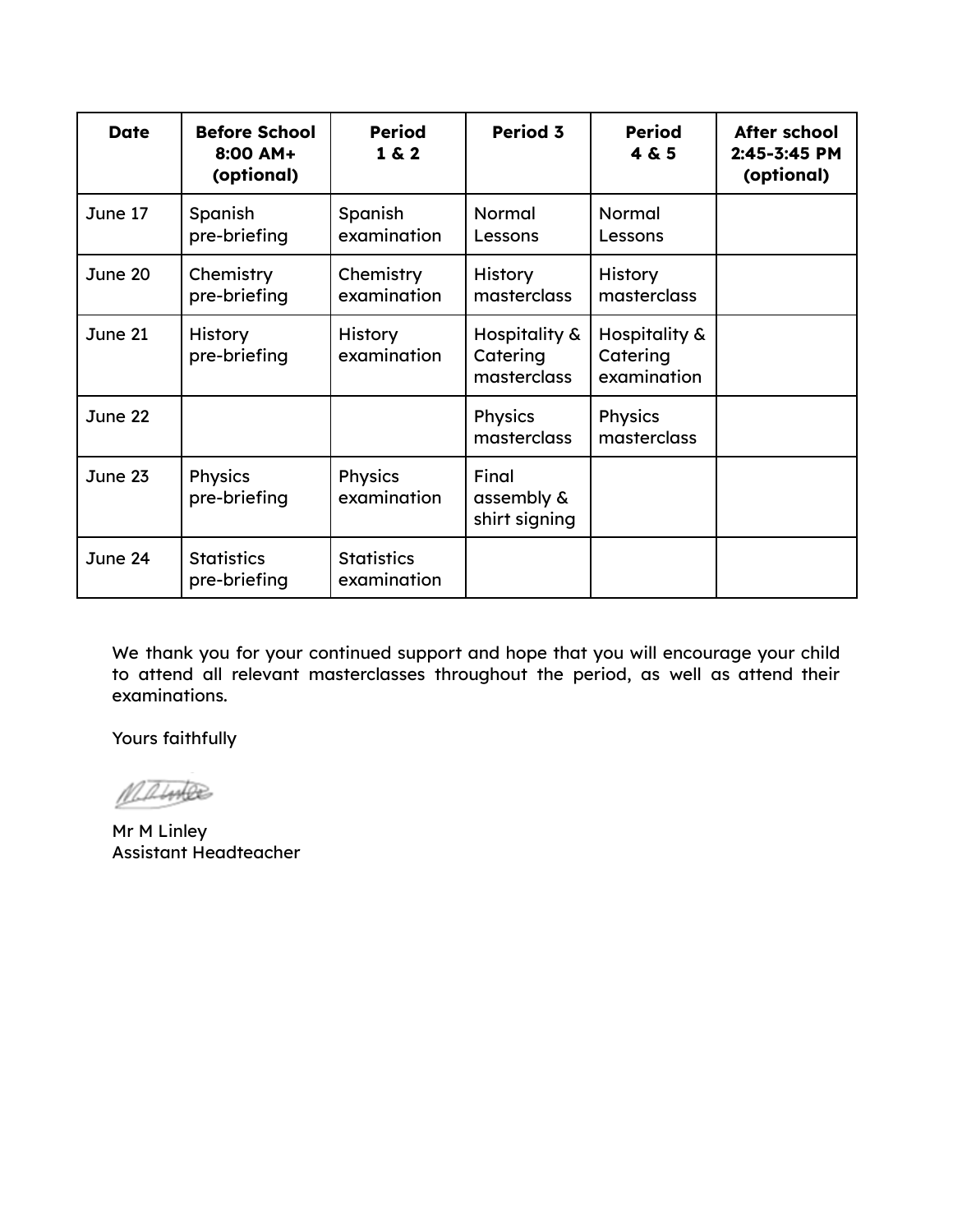| Date | Before School 8:00 AM+ (optional) | Period 1 & 2 | Period 3 | Period 4 & 5 | After school 2:45-3:45 PM (optional) |
|---|---|---|---|---|---|
| June 17 | Spanish pre-briefing | Spanish examination | Normal Lessons | Normal Lessons | |
| June 20 | Chemistry pre-briefing | Chemistry examination | History masterclass | History masterclass | |
| June 21 | History pre-briefing | History examination | Hospitality & Catering masterclass | Hospitality & Catering examination | |
| June 22 | | | Physics masterclass | Physics masterclass | |
| June 23 | Physics pre-briefing | Physics examination | Final assembly & shirt signing | | |
| June 24 | Statistics pre-briefing | Statistics examination | | | |

We thank you for your continued support and hope that you will encourage your child to attend all relevant masterclasses throughout the period, as well as attend their examinations.

Yours faithfully

Mr M Linley
Assistant Headteacher